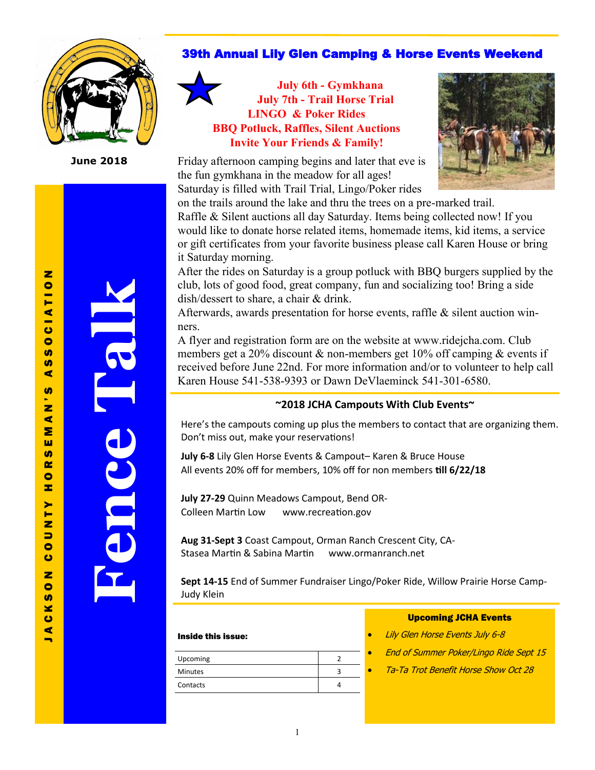# Fence Talk

JACKSON COUNTY HORSEMAN'S ASSOCIATION

June 2018

## 39th Annual Lily Glen Camping & Horse Events Weekend

**July 6th - Gymkhana**
**July 7th - Trail Horse Trial**
**LINGO & Poker Rides**
**BBQ Potluck, Raffles, Silent Auctions**
**Invite Your Friends & Family!**

Friday afternoon camping begins and later that eve is the fun gymkhana in the meadow for all ages! Saturday is filled with Trail Trial, Lingo/Poker rides on the trails around the lake and thru the trees on a pre-marked trail. Raffle & Silent auctions all day Saturday. Items being collected now! If you would like to donate horse related items, homemade items, kid items, a service or gift certificates from your favorite business please call Karen House or bring it Saturday morning.

After the rides on Saturday is a group potluck with BBQ burgers supplied by the club, lots of good food, great company, fun and socializing too! Bring a side dish/dessert to share, a chair & drink.

Afterwards, awards presentation for horse events, raffle & silent auction winners.

A flyer and registration form are on the website at www.ridejcha.com. Club members get a 20% discount & non-members get 10% off camping & events if received before June 22nd. For more information and/or to volunteer to help call Karen House 541-538-9393 or Dawn DeVlaeminck 541-301-6580.

### ~2018 JCHA Campouts With Club Events~

Here's the campouts coming up plus the members to contact that are organizing them. Don't miss out, make your reservations!

**July 6-8** Lily Glen Horse Events & Campout– Karen & Bruce House
All events 20% off for members, 10% off for non members **till 6/22/18**

**July 27-29** Quinn Meadows Campout, Bend OR-
Colleen Martin Low    www.recreation.gov

**Aug 31-Sept 3** Coast Campout, Orman Ranch Crescent City, CA-
Stasea Martin & Sabina Martin    www.ormanranch.net

**Sept 14-15** End of Summer Fundraiser Lingo/Poker Ride, Willow Prairie Horse Camp- Judy Klein

**Inside this issue:**

| | |
|---|---|
| Upcoming | 2 |
| Minutes | 3 |
| Contacts | 4 |

**Upcoming JCHA Events**

- *Lily Glen Horse Events July 6-8*
- *End of Summer Poker/Lingo Ride Sept 15*
- *Ta-Ta Trot Benefit Horse Show Oct 28*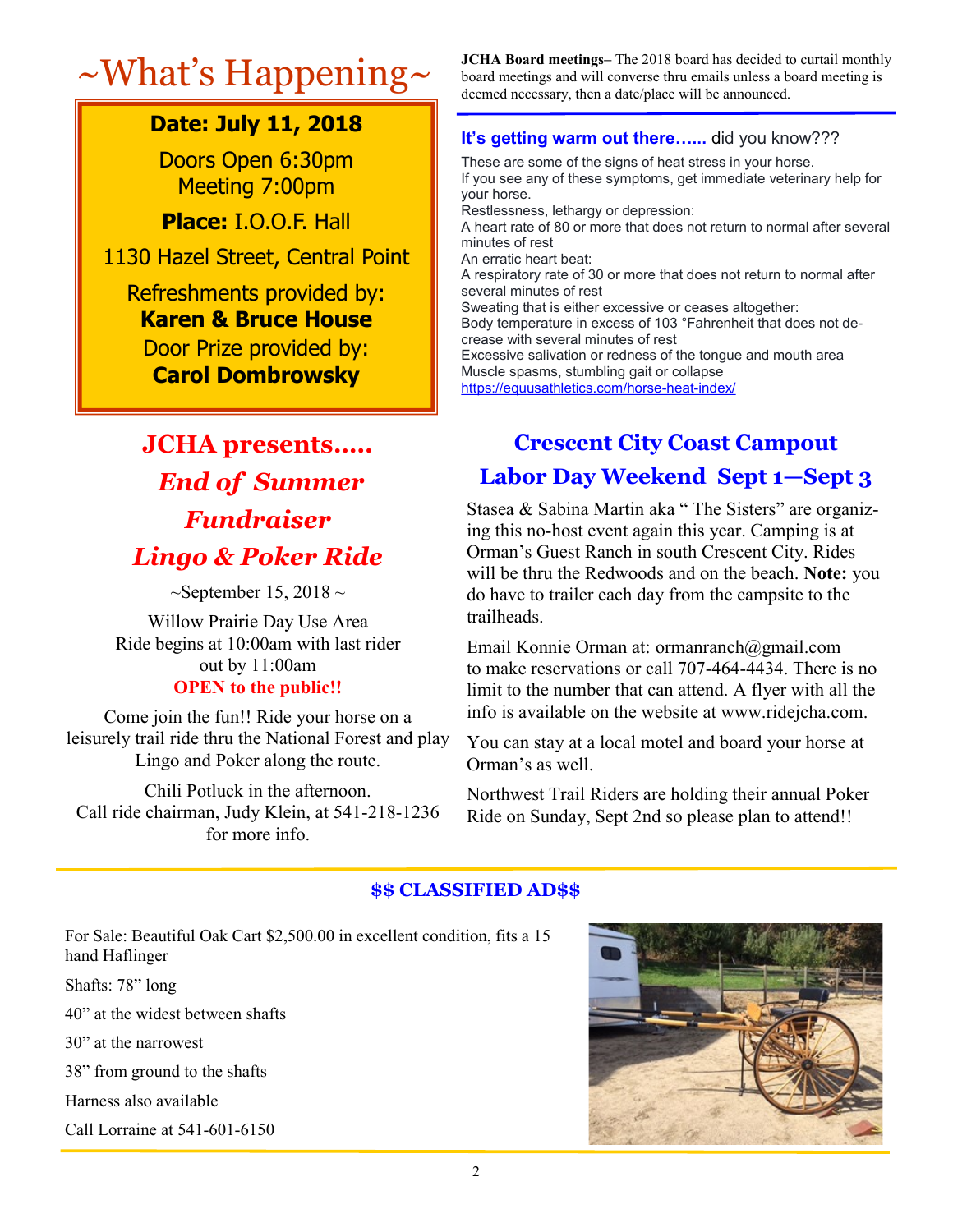# ~What's Happening~

**Date: July 11, 2018**

Doors Open 6:30pm
Meeting 7:00pm

**Place:** I.O.O.F. Hall

1130 Hazel Street, Central Point

Refreshments provided by:
**Karen & Bruce House**
Door Prize provided by:
**Carol Dombrowsky**

**JCHA Board meetings**– The 2018 board has decided to curtail monthly board meetings and will converse thru emails unless a board meeting is deemed necessary, then a date/place will be announced.

### It's getting warm out there…... did you know???

These are some of the signs of heat stress in your horse.
If you see any of these symptoms, get immediate veterinary help for your horse.
Restlessness, lethargy or depression:
A heart rate of 80 or more that does not return to normal after several minutes of rest
An erratic heart beat:
A respiratory rate of 30 or more that does not return to normal after several minutes of rest
Sweating that is either excessive or ceases altogether:
Body temperature in excess of 103 °Fahrenheit that does not decrease with several minutes of rest
Excessive salivation or redness of the tongue and mouth area
Muscle spasms, stumbling gait or collapse
https://equusathletics.com/horse-heat-index/

## JCHA presents…..
## *End of Summer Fundraiser*
## *Lingo & Poker Ride*

~September 15, 2018 ~

Willow Prairie Day Use Area
Ride begins at 10:00am with last rider out by 11:00am
**OPEN to the public!!**

Come join the fun!! Ride your horse on a leisurely trail ride thru the National Forest and play Lingo and Poker along the route.

Chili Potluck in the afternoon.
Call ride chairman, Judy Klein, at 541-218-1236 for more info.

## Crescent City Coast Campout
## Labor Day Weekend Sept 1—Sept 3

Stasea & Sabina Martin aka " The Sisters" are organizing this no-host event again this year. Camping is at Orman's Guest Ranch in south Crescent City. Rides will be thru the Redwoods and on the beach. **Note:** you do have to trailer each day from the campsite to the trailheads.

Email Konnie Orman at: ormanranch@gmail.com to make reservations or call 707-464-4434. There is no limit to the number that can attend. A flyer with all the info is available on the website at www.ridejcha.com.

You can stay at a local motel and board your horse at Orman's as well.

Northwest Trail Riders are holding their annual Poker Ride on Sunday, Sept 2nd so please plan to attend!!

## $$ CLASSIFIED AD$$

For Sale: Beautiful Oak Cart $2,500.00 in excellent condition, fits a 15 hand Haflinger

Shafts: 78" long

40" at the widest between shafts

30" at the narrowest

38" from ground to the shafts

Harness also available

Call Lorraine at 541-601-6150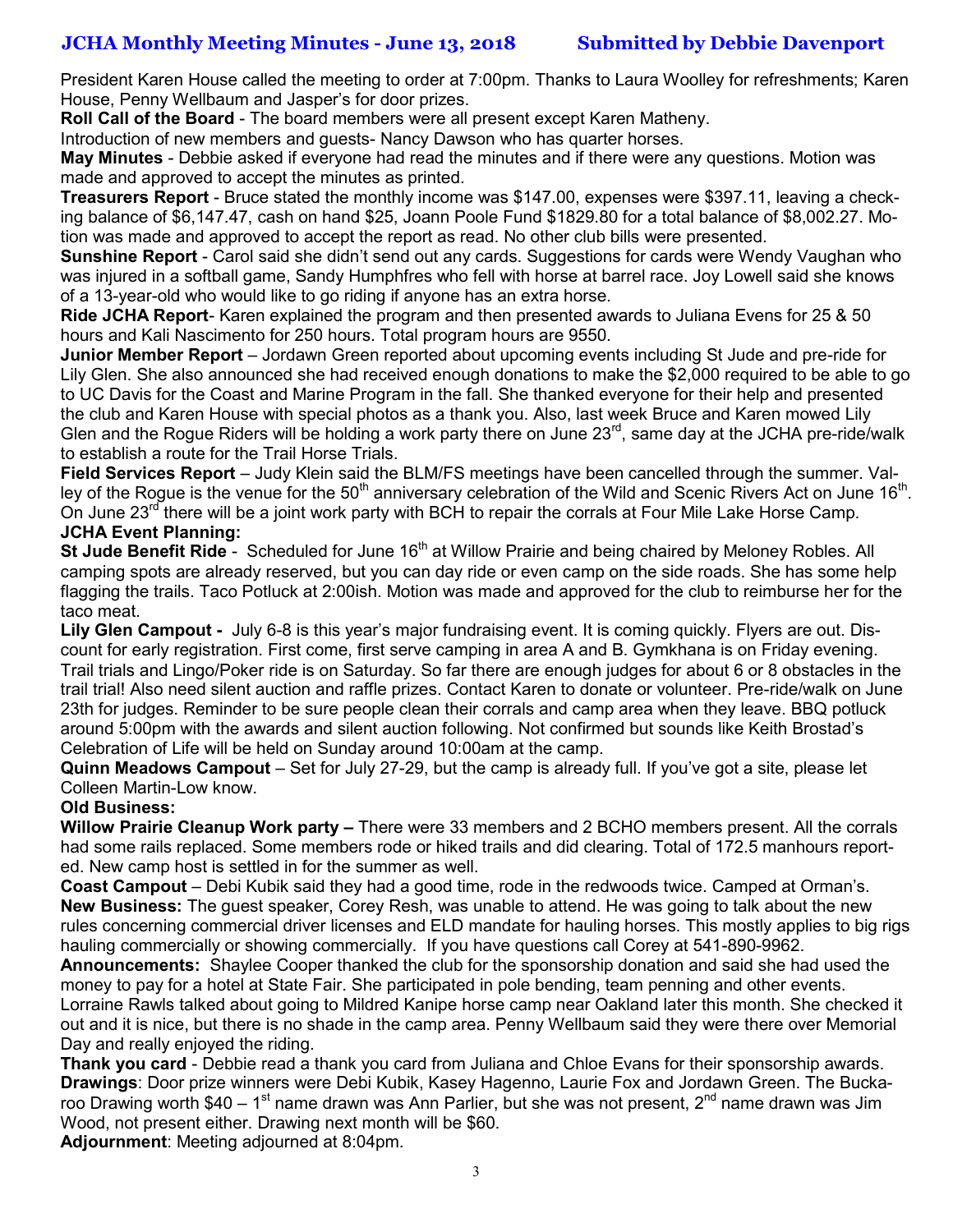## JCHA Monthly Meeting Minutes - June 13, 2018 Submitted by Debbie Davenport

President Karen House called the meeting to order at 7:00pm. Thanks to Laura Woolley for refreshments; Karen House, Penny Wellbaum and Jasper's for door prizes.

**Roll Call of the Board** - The board members were all present except Karen Matheny.

Introduction of new members and guests- Nancy Dawson who has quarter horses.

**May Minutes** - Debbie asked if everyone had read the minutes and if there were any questions. Motion was made and approved to accept the minutes as printed.

**Treasurers Report** - Bruce stated the monthly income was $147.00, expenses were $397.11, leaving a checking balance of $6,147.47, cash on hand $25, Joann Poole Fund $1829.80 for a total balance of $8,002.27. Motion was made and approved to accept the report as read. No other club bills were presented.

**Sunshine Report** - Carol said she didn't send out any cards. Suggestions for cards were Wendy Vaughan who was injured in a softball game, Sandy Humphfres who fell with horse at barrel race. Joy Lowell said she knows of a 13-year-old who would like to go riding if anyone has an extra horse.

**Ride JCHA Report**- Karen explained the program and then presented awards to Juliana Evens for 25 & 50 hours and Kali Nascimento for 250 hours. Total program hours are 9550.

**Junior Member Report** – Jordawn Green reported about upcoming events including St Jude and pre-ride for Lily Glen. She also announced she had received enough donations to make the $2,000 required to be able to go to UC Davis for the Coast and Marine Program in the fall. She thanked everyone for their help and presented the club and Karen House with special photos as a thank you. Also, last week Bruce and Karen mowed Lily Glen and the Rogue Riders will be holding a work party there on June 23rd, same day at the JCHA pre-ride/walk to establish a route for the Trail Horse Trials.

**Field Services Report** – Judy Klein said the BLM/FS meetings have been cancelled through the summer. Valley of the Rogue is the venue for the 50th anniversary celebration of the Wild and Scenic Rivers Act on June 16th. On June 23rd there will be a joint work party with BCH to repair the corrals at Four Mile Lake Horse Camp.

**JCHA Event Planning:**

**St Jude Benefit Ride** - Scheduled for June 16th at Willow Prairie and being chaired by Meloney Robles. All camping spots are already reserved, but you can day ride or even camp on the side roads. She has some help flagging the trails. Taco Potluck at 2:00ish. Motion was made and approved for the club to reimburse her for the taco meat.

**Lily Glen Campout -** July 6-8 is this year's major fundraising event. It is coming quickly. Flyers are out. Discount for early registration. First come, first serve camping in area A and B. Gymkhana is on Friday evening. Trail trials and Lingo/Poker ride is on Saturday. So far there are enough judges for about 6 or 8 obstacles in the trail trial! Also need silent auction and raffle prizes. Contact Karen to donate or volunteer. Pre-ride/walk on June 23th for judges. Reminder to be sure people clean their corrals and camp area when they leave. BBQ potluck around 5:00pm with the awards and silent auction following. Not confirmed but sounds like Keith Brostad's Celebration of Life will be held on Sunday around 10:00am at the camp.

**Quinn Meadows Campout** – Set for July 27-29, but the camp is already full. If you've got a site, please let Colleen Martin-Low know.

**Old Business:**

**Willow Prairie Cleanup Work party –** There were 33 members and 2 BCHO members present. All the corrals had some rails replaced. Some members rode or hiked trails and did clearing. Total of 172.5 manhours reported. New camp host is settled in for the summer as well.

**Coast Campout** – Debi Kubik said they had a good time, rode in the redwoods twice. Camped at Orman's.

**New Business:** The guest speaker, Corey Resh, was unable to attend. He was going to talk about the new rules concerning commercial driver licenses and ELD mandate for hauling horses. This mostly applies to big rigs hauling commercially or showing commercially. If you have questions call Corey at 541-890-9962.

**Announcements:** Shaylee Cooper thanked the club for the sponsorship donation and said she had used the money to pay for a hotel at State Fair. She participated in pole bending, team penning and other events. Lorraine Rawls talked about going to Mildred Kanipe horse camp near Oakland later this month. She checked it out and it is nice, but there is no shade in the camp area. Penny Wellbaum said they were there over Memorial Day and really enjoyed the riding.

**Thank you card** - Debbie read a thank you card from Juliana and Chloe Evans for their sponsorship awards.

**Drawings**: Door prize winners were Debi Kubik, Kasey Hagenno, Laurie Fox and Jordawn Green. The Buckaroo Drawing worth $40 – 1st name drawn was Ann Parlier, but she was not present, 2nd name drawn was Jim Wood, not present either. Drawing next month will be $60.

**Adjournment**: Meeting adjourned at 8:04pm.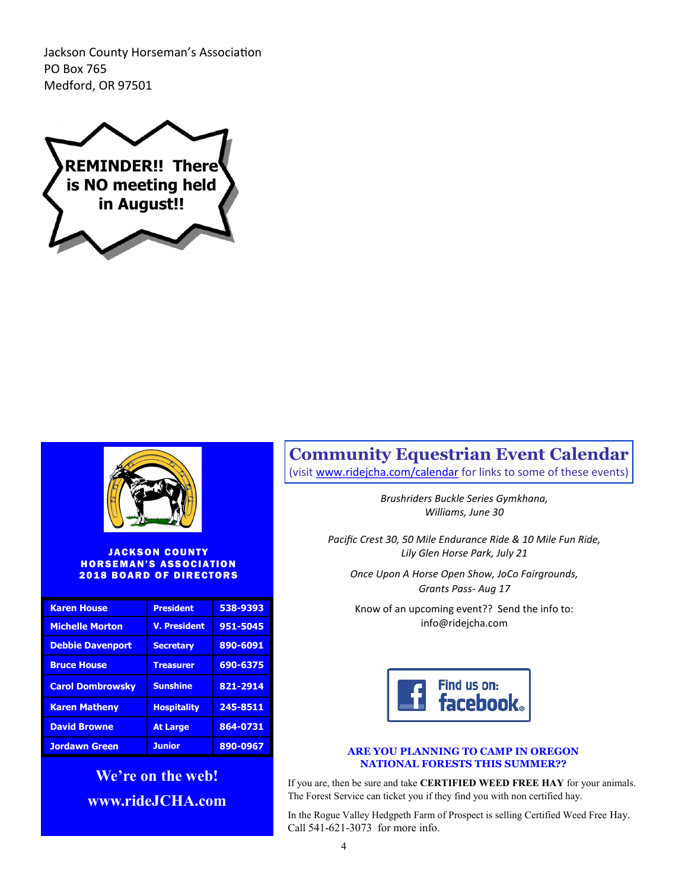Jackson County Horseman's Association
PO Box 765
Medford, OR 97501

**REMINDER!! There is NO meeting held in August!!**

**JACKSON COUNTY HORSEMAN'S ASSOCIATION 2018 BOARD OF DIRECTORS**

| | | |
|---|---|---|
| Karen House | President | 538-9393 |
| Michelle Morton | V. President | 951-5045 |
| Debbie Davenport | Secretary | 890-6091 |
| Bruce House | Treasurer | 690-6375 |
| Carol Dombrowsky | Sunshine | 821-2914 |
| Karen Matheny | Hospitality | 245-8511 |
| David Browne | At Large | 864-0731 |
| Jordawn Green | Junior | 890-0967 |

**We're on the web!**

**www.rideJCHA.com**

## Community Equestrian Event Calendar

(visit www.ridejcha.com/calendar for links to some of these events)

*Brushriders Buckle Series Gymkhana, Williams, June 30*

*Pacific Crest 30, 50 Mile Endurance Ride & 10 Mile Fun Ride, Lily Glen Horse Park, July 21*

*Once Upon A Horse Open Show, JoCo Fairgrounds, Grants Pass- Aug 17*

Know of an upcoming event?? Send the info to: info@ridejcha.com

Find us on: facebook

**ARE YOU PLANNING TO CAMP IN OREGON NATIONAL FORESTS THIS SUMMER??**

If you are, then be sure and take **CERTIFIED WEED FREE HAY** for your animals. The Forest Service can ticket you if they find you with non certified hay.

In the Rogue Valley Hedgpeth Farm of Prospect is selling Certified Weed Free Hay. Call 541-621-3073 for more info.